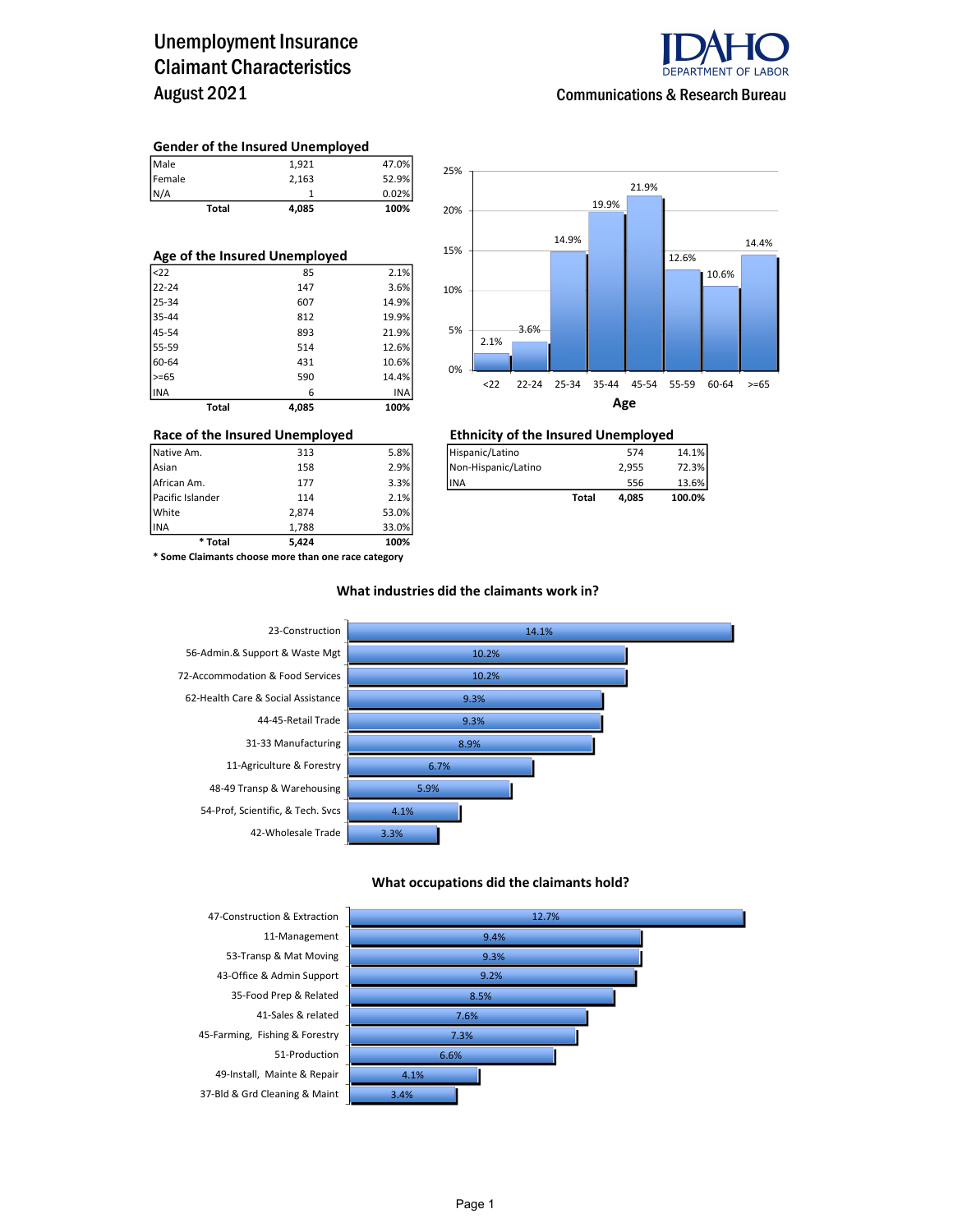# Unemployment Insurance Claimant Characteristics
## August 2021

IDAHO DEPARTMENT OF LABOR

Communications & Research Bureau

### Gender of the Insured Unemployed

| | | |
|---|---|---|
| Male | 1,921 | 47.0% |
| Female | 2,163 | 52.9% |
| N/A | 1 | 0.02% |
| **Total** | **4,085** | **100%** |

### Age of the Insured Unemployed

| | | |
|---|---|---|
| <22 | 85 | 2.1% |
| 22-24 | 147 | 3.6% |
| 25-34 | 607 | 14.9% |
| 35-44 | 812 | 19.9% |
| 45-54 | 893 | 21.9% |
| 55-59 | 514 | 12.6% |
| 60-64 | 431 | 10.6% |
| >=65 | 590 | 14.4% |
| INA | 6 | INA |
| **Total** | **4,085** | **100%** |

Age (chart):

| Age | Percent |
|---|---|
| <22 | 2.1% |
| 22-24 | 3.6% |
| 25-34 | 14.9% |
| 35-44 | 19.9% |
| 45-54 | 21.9% |
| 55-59 | 12.6% |
| 60-64 | 10.6% |
| >=65 | 14.4% |

### Race of the Insured Unemployed

| | | |
|---|---|---|
| Native Am. | 313 | 5.8% |
| Asian | 158 | 2.9% |
| African Am. | 177 | 3.3% |
| Pacific Islander | 114 | 2.1% |
| White | 2,874 | 53.0% |
| INA | 1,788 | 33.0% |
| *** Total** | **5,424** | **100%** |

*** Some Claimants choose more than one race category**

### Ethnicity of the Insured Unemployed

| | | |
|---|---|---|
| Hispanic/Latino | 574 | 14.1% |
| Non-Hispanic/Latino | 2,955 | 72.3% |
| INA | 556 | 13.6% |
| **Total** | **4,085** | **100.0%** |

### What industries did the claimants work in?

| Industry | Percent |
|---|---|
| 23-Construction | 14.1% |
| 56-Admin.& Support & Waste Mgt | 10.2% |
| 72-Accommodation & Food Services | 10.2% |
| 62-Health Care & Social Assistance | 9.3% |
| 44-45-Retail Trade | 9.3% |
| 31-33 Manufacturing | 8.9% |
| 11-Agriculture & Forestry | 6.7% |
| 48-49 Transp & Warehousing | 5.9% |
| 54-Prof, Scientific, & Tech. Svcs | 4.1% |
| 42-Wholesale Trade | 3.3% |

### What occupations did the claimants hold?

| Occupation | Percent |
|---|---|
| 47-Construction & Extraction | 12.7% |
| 11-Management | 9.4% |
| 53-Transp & Mat Moving | 9.3% |
| 43-Office & Admin Support | 9.2% |
| 35-Food Prep & Related | 8.5% |
| 41-Sales & related | 7.6% |
| 45-Farming, Fishing & Forestry | 7.3% |
| 51-Production | 6.6% |
| 49-Install, Mainte & Repair | 4.1% |
| 37-Bld & Grd Cleaning & Maint | 3.4% |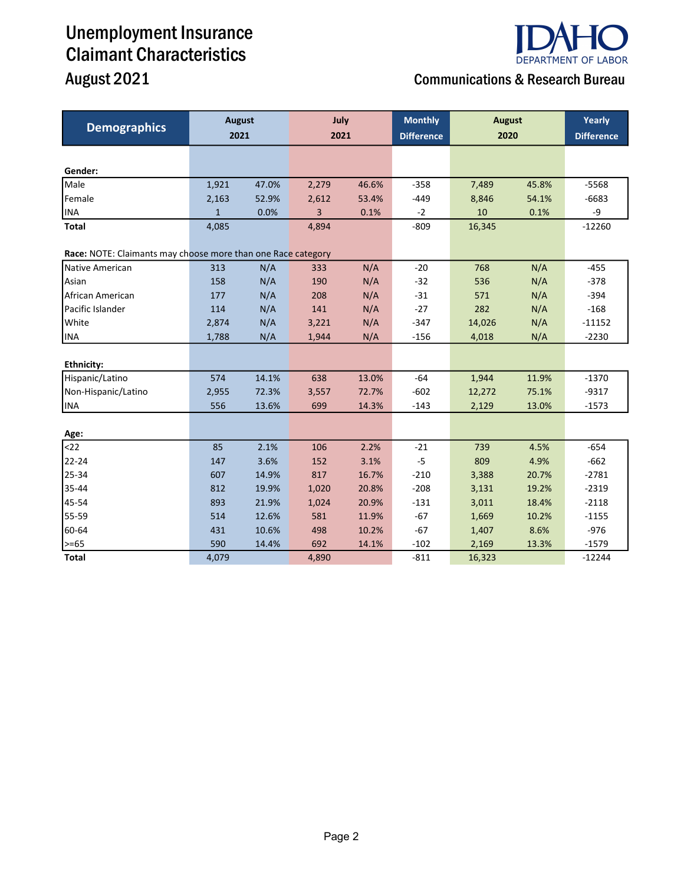# Unemployment Insurance Claimant Characteristics

## August 2021

Communications & Research Bureau

| Demographics | August 2021 | | July 2021 | | Monthly Difference | August 2020 | | Yearly Difference |
|---|---|---|---|---|---|---|---|---|
| **Gender:** | | | | | | | | |
| Male | 1,921 | 47.0% | 2,279 | 46.6% | -358 | 7,489 | 45.8% | -5568 |
| Female | 2,163 | 52.9% | 2,612 | 53.4% | -449 | 8,846 | 54.1% | -6683 |
| INA | 1 | 0.0% | 3 | 0.1% | -2 | 10 | 0.1% | -9 |
| **Total** | 4,085 | | 4,894 | | -809 | 16,345 | | -12260 |
| **Race:** NOTE: Claimants may choose more than one Race category | | | | | | | | |
| Native American | 313 | N/A | 333 | N/A | -20 | 768 | N/A | -455 |
| Asian | 158 | N/A | 190 | N/A | -32 | 536 | N/A | -378 |
| African American | 177 | N/A | 208 | N/A | -31 | 571 | N/A | -394 |
| Pacific Islander | 114 | N/A | 141 | N/A | -27 | 282 | N/A | -168 |
| White | 2,874 | N/A | 3,221 | N/A | -347 | 14,026 | N/A | -11152 |
| INA | 1,788 | N/A | 1,944 | N/A | -156 | 4,018 | N/A | -2230 |
| **Ethnicity:** | | | | | | | | |
| Hispanic/Latino | 574 | 14.1% | 638 | 13.0% | -64 | 1,944 | 11.9% | -1370 |
| Non-Hispanic/Latino | 2,955 | 72.3% | 3,557 | 72.7% | -602 | 12,272 | 75.1% | -9317 |
| INA | 556 | 13.6% | 699 | 14.3% | -143 | 2,129 | 13.0% | -1573 |
| **Age:** | | | | | | | | |
| <22 | 85 | 2.1% | 106 | 2.2% | -21 | 739 | 4.5% | -654 |
| 22-24 | 147 | 3.6% | 152 | 3.1% | -5 | 809 | 4.9% | -662 |
| 25-34 | 607 | 14.9% | 817 | 16.7% | -210 | 3,388 | 20.7% | -2781 |
| 35-44 | 812 | 19.9% | 1,020 | 20.8% | -208 | 3,131 | 19.2% | -2319 |
| 45-54 | 893 | 21.9% | 1,024 | 20.9% | -131 | 3,011 | 18.4% | -2118 |
| 55-59 | 514 | 12.6% | 581 | 11.9% | -67 | 1,669 | 10.2% | -1155 |
| 60-64 | 431 | 10.6% | 498 | 10.2% | -67 | 1,407 | 8.6% | -976 |
| >=65 | 590 | 14.4% | 692 | 14.1% | -102 | 2,169 | 13.3% | -1579 |
| **Total** | 4,079 | | 4,890 | | -811 | 16,323 | | -12244 |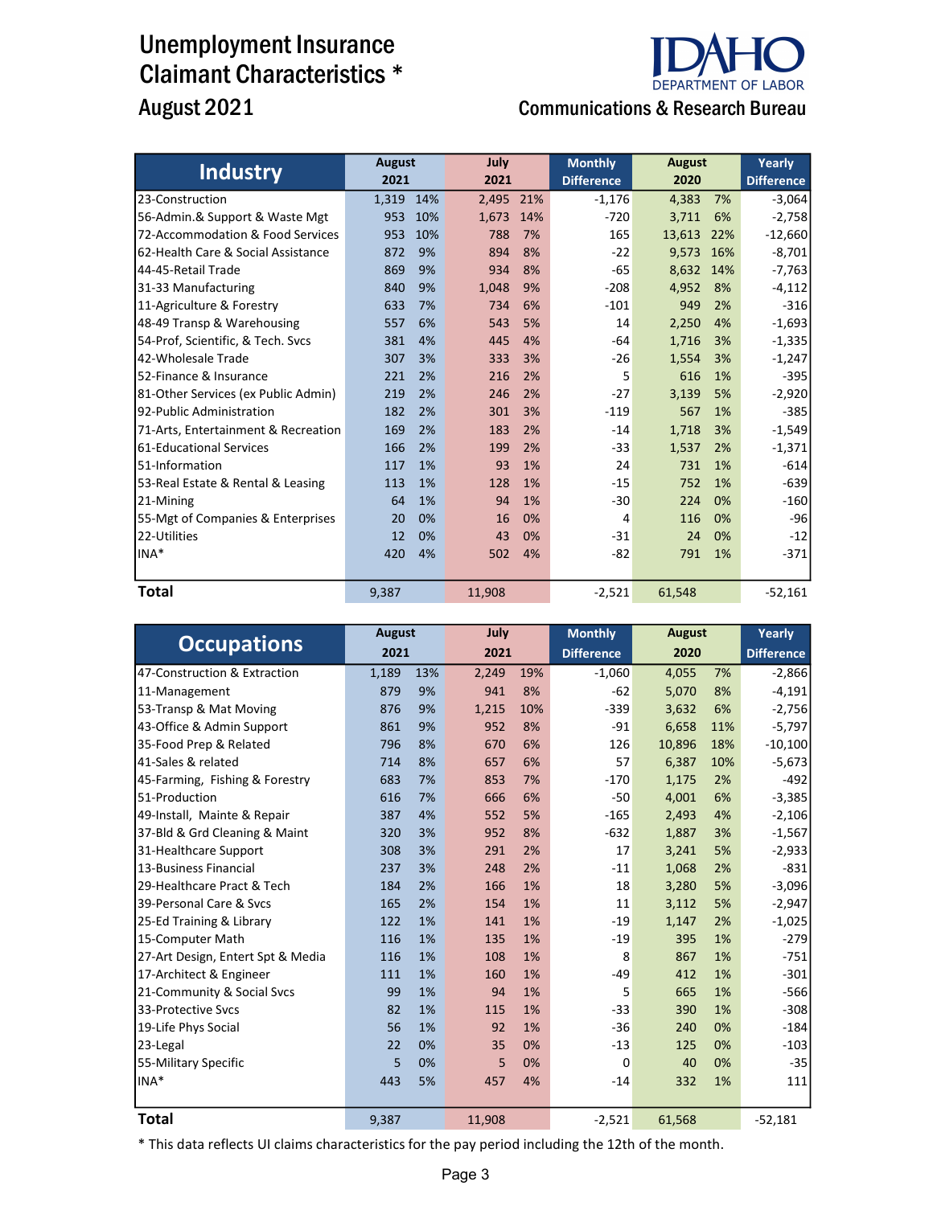# Unemployment Insurance Claimant Characteristics *

## August 2021

IDAHO DEPARTMENT OF LABOR

Communications & Research Bureau

| Industry | August 2021 | | July 2021 | | Monthly Difference | August 2020 | | Yearly Difference |
|---|---|---|---|---|---|---|---|---|
| 23-Construction | 1,319 | 14% | 2,495 | 21% | -1,176 | 4,383 | 7% | -3,064 |
| 56-Admin.& Support & Waste Mgt | 953 | 10% | 1,673 | 14% | -720 | 3,711 | 6% | -2,758 |
| 72-Accommodation & Food Services | 953 | 10% | 788 | 7% | 165 | 13,613 | 22% | -12,660 |
| 62-Health Care & Social Assistance | 872 | 9% | 894 | 8% | -22 | 9,573 | 16% | -8,701 |
| 44-45-Retail Trade | 869 | 9% | 934 | 8% | -65 | 8,632 | 14% | -7,763 |
| 31-33 Manufacturing | 840 | 9% | 1,048 | 9% | -208 | 4,952 | 8% | -4,112 |
| 11-Agriculture & Forestry | 633 | 7% | 734 | 6% | -101 | 949 | 2% | -316 |
| 48-49 Transp & Warehousing | 557 | 6% | 543 | 5% | 14 | 2,250 | 4% | -1,693 |
| 54-Prof, Scientific, & Tech. Svcs | 381 | 4% | 445 | 4% | -64 | 1,716 | 3% | -1,335 |
| 42-Wholesale Trade | 307 | 3% | 333 | 3% | -26 | 1,554 | 3% | -1,247 |
| 52-Finance & Insurance | 221 | 2% | 216 | 2% | 5 | 616 | 1% | -395 |
| 81-Other Services (ex Public Admin) | 219 | 2% | 246 | 2% | -27 | 3,139 | 5% | -2,920 |
| 92-Public Administration | 182 | 2% | 301 | 3% | -119 | 567 | 1% | -385 |
| 71-Arts, Entertainment & Recreation | 169 | 2% | 183 | 2% | -14 | 1,718 | 3% | -1,549 |
| 61-Educational Services | 166 | 2% | 199 | 2% | -33 | 1,537 | 2% | -1,371 |
| 51-Information | 117 | 1% | 93 | 1% | 24 | 731 | 1% | -614 |
| 53-Real Estate & Rental & Leasing | 113 | 1% | 128 | 1% | -15 | 752 | 1% | -639 |
| 21-Mining | 64 | 1% | 94 | 1% | -30 | 224 | 0% | -160 |
| 55-Mgt of Companies & Enterprises | 20 | 0% | 16 | 0% | 4 | 116 | 0% | -96 |
| 22-Utilities | 12 | 0% | 43 | 0% | -31 | 24 | 0% | -12 |
| INA* | 420 | 4% | 502 | 4% | -82 | 791 | 1% | -371 |
| **Total** | 9,387 | | 11,908 | | -2,521 | 61,548 | | -52,161 |

| Occupations | August 2021 | | July 2021 | | Monthly Difference | August 2020 | | Yearly Difference |
|---|---|---|---|---|---|---|---|---|
| 47-Construction & Extraction | 1,189 | 13% | 2,249 | 19% | -1,060 | 4,055 | 7% | -2,866 |
| 11-Management | 879 | 9% | 941 | 8% | -62 | 5,070 | 8% | -4,191 |
| 53-Transp & Mat Moving | 876 | 9% | 1,215 | 10% | -339 | 3,632 | 6% | -2,756 |
| 43-Office & Admin Support | 861 | 9% | 952 | 8% | -91 | 6,658 | 11% | -5,797 |
| 35-Food Prep & Related | 796 | 8% | 670 | 6% | 126 | 10,896 | 18% | -10,100 |
| 41-Sales & related | 714 | 8% | 657 | 6% | 57 | 6,387 | 10% | -5,673 |
| 45-Farming, Fishing & Forestry | 683 | 7% | 853 | 7% | -170 | 1,175 | 2% | -492 |
| 51-Production | 616 | 7% | 666 | 6% | -50 | 4,001 | 6% | -3,385 |
| 49-Install, Mainte & Repair | 387 | 4% | 552 | 5% | -165 | 2,493 | 4% | -2,106 |
| 37-Bld & Grd Cleaning & Maint | 320 | 3% | 952 | 8% | -632 | 1,887 | 3% | -1,567 |
| 31-Healthcare Support | 308 | 3% | 291 | 2% | 17 | 3,241 | 5% | -2,933 |
| 13-Business Financial | 237 | 3% | 248 | 2% | -11 | 1,068 | 2% | -831 |
| 29-Healthcare Pract & Tech | 184 | 2% | 166 | 1% | 18 | 3,280 | 5% | -3,096 |
| 39-Personal Care & Svcs | 165 | 2% | 154 | 1% | 11 | 3,112 | 5% | -2,947 |
| 25-Ed Training & Library | 122 | 1% | 141 | 1% | -19 | 1,147 | 2% | -1,025 |
| 15-Computer Math | 116 | 1% | 135 | 1% | -19 | 395 | 1% | -279 |
| 27-Art Design, Entert Spt & Media | 116 | 1% | 108 | 1% | 8 | 867 | 1% | -751 |
| 17-Architect & Engineer | 111 | 1% | 160 | 1% | -49 | 412 | 1% | -301 |
| 21-Community & Social Svcs | 99 | 1% | 94 | 1% | 5 | 665 | 1% | -566 |
| 33-Protective Svcs | 82 | 1% | 115 | 1% | -33 | 390 | 1% | -308 |
| 19-Life Phys Social | 56 | 1% | 92 | 1% | -36 | 240 | 0% | -184 |
| 23-Legal | 22 | 0% | 35 | 0% | -13 | 125 | 0% | -103 |
| 55-Military Specific | 5 | 0% | 5 | 0% | 0 | 40 | 0% | -35 |
| INA* | 443 | 5% | 457 | 4% | -14 | 332 | 1% | 111 |
| **Total** | 9,387 | | 11,908 | | -2,521 | 61,568 | | -52,181 |

* This data reflects UI claims characteristics for the pay period including the 12th of the month.